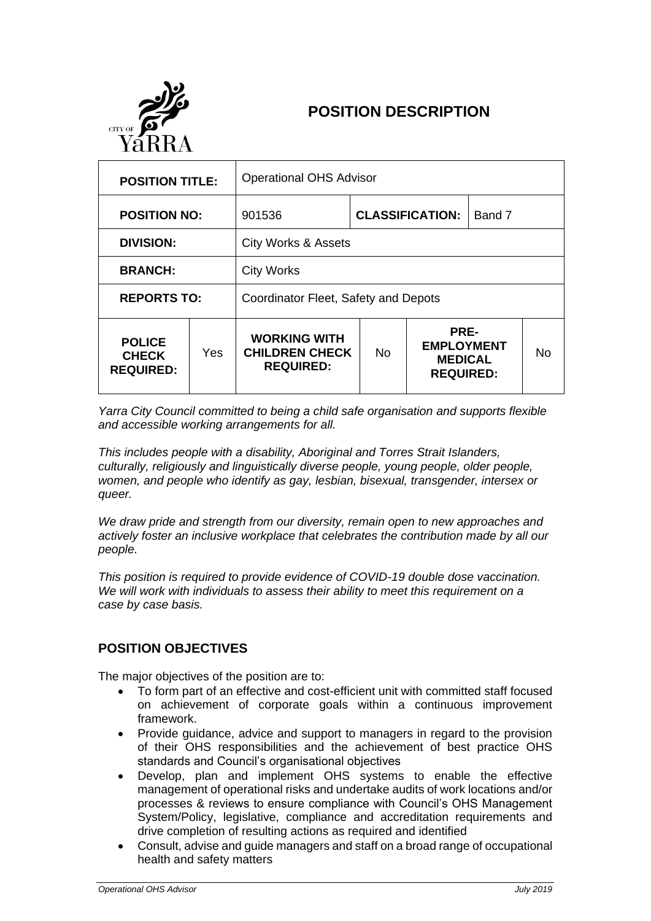# POSITION DESCRIPTION

| | | | | | |
|---|---|---|---|---|---|
| **POSITION TITLE:** | | Operational OHS Advisor | | | |
| **POSITION NO:** | | 901536 | **CLASSIFICATION:** | | Band 7 |
| **DIVISION:** | | City Works & Assets | | | |
| **BRANCH:** | | City Works | | | |
| **REPORTS TO:** | | Coordinator Fleet, Safety and Depots | | | |
| **POLICE CHECK REQUIRED:** | Yes | **WORKING WITH CHILDREN CHECK REQUIRED:** | No | **PRE-EMPLOYMENT MEDICAL REQUIRED:** | No |

*Yarra City Council committed to being a child safe organisation and supports flexible and accessible working arrangements for all.*

*This includes people with a disability, Aboriginal and Torres Strait Islanders, culturally, religiously and linguistically diverse people, young people, older people, women, and people who identify as gay, lesbian, bisexual, transgender, intersex or queer.*

*We draw pride and strength from our diversity, remain open to new approaches and actively foster an inclusive workplace that celebrates the contribution made by all our people.*

*This position is required to provide evidence of COVID-19 double dose vaccination. We will work with individuals to assess their ability to meet this requirement on a case by case basis.*

## POSITION OBJECTIVES

The major objectives of the position are to:

- To form part of an effective and cost-efficient unit with committed staff focused on achievement of corporate goals within a continuous improvement framework.
- Provide guidance, advice and support to managers in regard to the provision of their OHS responsibilities and the achievement of best practice OHS standards and Council's organisational objectives
- Develop, plan and implement OHS systems to enable the effective management of operational risks and undertake audits of work locations and/or processes & reviews to ensure compliance with Council's OHS Management System/Policy, legislative, compliance and accreditation requirements and drive completion of resulting actions as required and identified
- Consult, advise and guide managers and staff on a broad range of occupational health and safety matters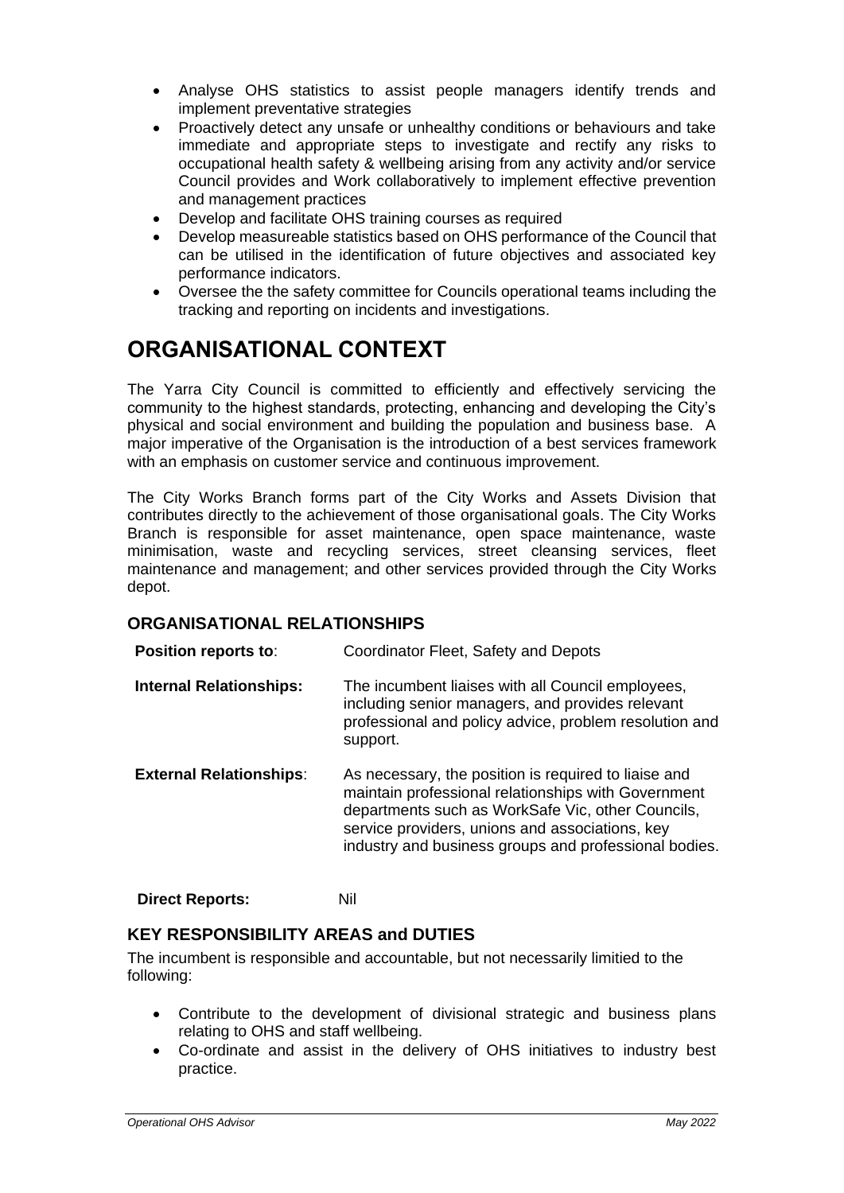- Analyse OHS statistics to assist people managers identify trends and implement preventative strategies
- Proactively detect any unsafe or unhealthy conditions or behaviours and take immediate and appropriate steps to investigate and rectify any risks to occupational health safety & wellbeing arising from any activity and/or service Council provides and Work collaboratively to implement effective prevention and management practices
- Develop and facilitate OHS training courses as required
- Develop measureable statistics based on OHS performance of the Council that can be utilised in the identification of future objectives and associated key performance indicators.
- Oversee the the safety committee for Councils operational teams including the tracking and reporting on incidents and investigations.

# ORGANISATIONAL CONTEXT

The Yarra City Council is committed to efficiently and effectively servicing the community to the highest standards, protecting, enhancing and developing the City's physical and social environment and building the population and business base. A major imperative of the Organisation is the introduction of a best services framework with an emphasis on customer service and continuous improvement.

The City Works Branch forms part of the City Works and Assets Division that contributes directly to the achievement of those organisational goals. The City Works Branch is responsible for asset maintenance, open space maintenance, waste minimisation, waste and recycling services, street cleansing services, fleet maintenance and management; and other services provided through the City Works depot.

## ORGANISATIONAL RELATIONSHIPS

| | |
|---|---|
| **Position reports to**: | Coordinator Fleet, Safety and Depots |
| **Internal Relationships:** | The incumbent liaises with all Council employees, including senior managers, and provides relevant professional and policy advice, problem resolution and support. |
| **External Relationships**: | As necessary, the position is required to liaise and maintain professional relationships with Government departments such as WorkSafe Vic, other Councils, service providers, unions and associations, key industry and business groups and professional bodies. |
| **Direct Reports:** | Nil |

## KEY RESPONSIBILITY AREAS and DUTIES

The incumbent is responsible and accountable, but not necessarily limitied to the following:

- Contribute to the development of divisional strategic and business plans relating to OHS and staff wellbeing.
- Co-ordinate and assist in the delivery of OHS initiatives to industry best practice.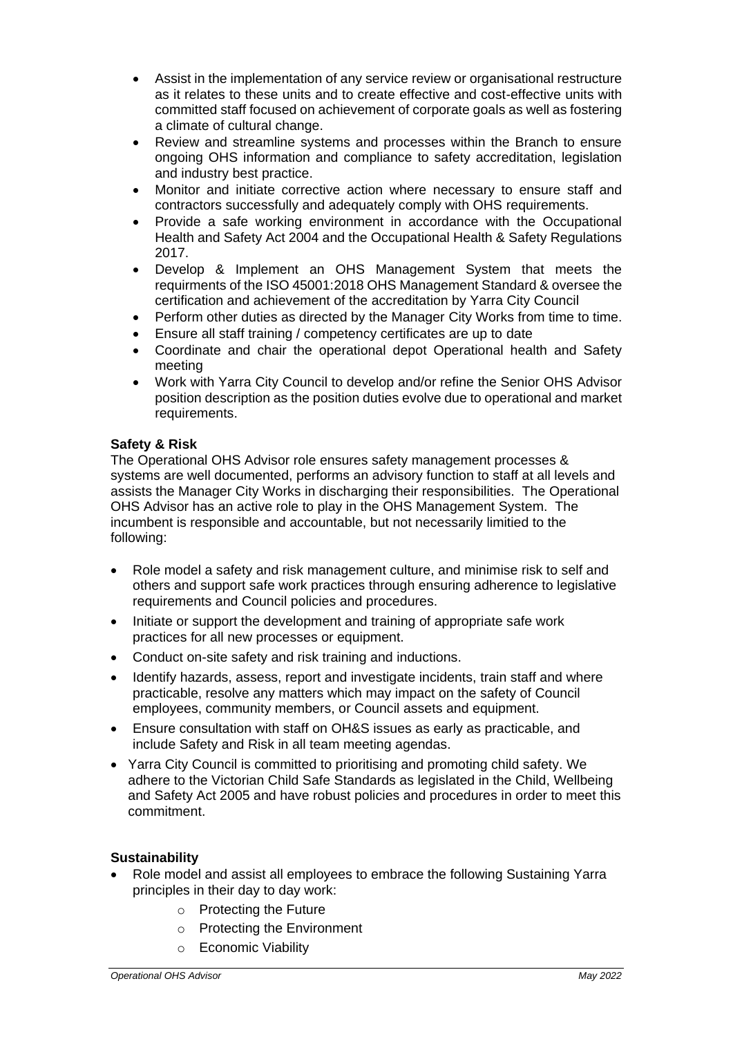- Assist in the implementation of any service review or organisational restructure as it relates to these units and to create effective and cost-effective units with committed staff focused on achievement of corporate goals as well as fostering a climate of cultural change.
- Review and streamline systems and processes within the Branch to ensure ongoing OHS information and compliance to safety accreditation, legislation and industry best practice.
- Monitor and initiate corrective action where necessary to ensure staff and contractors successfully and adequately comply with OHS requirements.
- Provide a safe working environment in accordance with the Occupational Health and Safety Act 2004 and the Occupational Health & Safety Regulations 2017.
- Develop & Implement an OHS Management System that meets the requirments of the ISO 45001:2018 OHS Management Standard & oversee the certification and achievement of the accreditation by Yarra City Council
- Perform other duties as directed by the Manager City Works from time to time.
- Ensure all staff training / competency certificates are up to date
- Coordinate and chair the operational depot Operational health and Safety meeting
- Work with Yarra City Council to develop and/or refine the Senior OHS Advisor position description as the position duties evolve due to operational and market requirements.

**Safety & Risk**

The Operational OHS Advisor role ensures safety management processes & systems are well documented, performs an advisory function to staff at all levels and assists the Manager City Works in discharging their responsibilities. The Operational OHS Advisor has an active role to play in the OHS Management System. The incumbent is responsible and accountable, but not necessarily limitied to the following:

- Role model a safety and risk management culture, and minimise risk to self and others and support safe work practices through ensuring adherence to legislative requirements and Council policies and procedures.
- Initiate or support the development and training of appropriate safe work practices for all new processes or equipment.
- Conduct on-site safety and risk training and inductions.
- Identify hazards, assess, report and investigate incidents, train staff and where practicable, resolve any matters which may impact on the safety of Council employees, community members, or Council assets and equipment.
- Ensure consultation with staff on OH&S issues as early as practicable, and include Safety and Risk in all team meeting agendas.
- Yarra City Council is committed to prioritising and promoting child safety. We adhere to the Victorian Child Safe Standards as legislated in the Child, Wellbeing and Safety Act 2005 and have robust policies and procedures in order to meet this commitment.

**Sustainability**

- Role model and assist all employees to embrace the following Sustaining Yarra principles in their day to day work:
  - Protecting the Future
  - Protecting the Environment
  - Economic Viability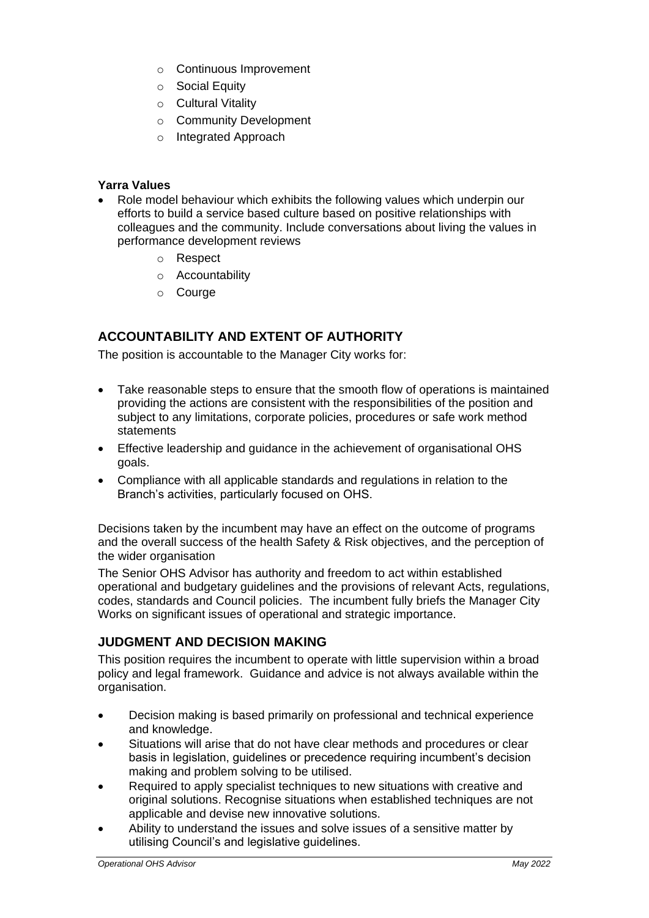- Continuous Improvement
- Social Equity
- Cultural Vitality
- Community Development
- Integrated Approach

**Yarra Values**

- Role model behaviour which exhibits the following values which underpin our efforts to build a service based culture based on positive relationships with colleagues and the community. Include conversations about living the values in performance development reviews
  - Respect
  - Accountability
  - Courge

## ACCOUNTABILITY AND EXTENT OF AUTHORITY

The position is accountable to the Manager City works for:

- Take reasonable steps to ensure that the smooth flow of operations is maintained providing the actions are consistent with the responsibilities of the position and subject to any limitations, corporate policies, procedures or safe work method statements
- Effective leadership and guidance in the achievement of organisational OHS goals.
- Compliance with all applicable standards and regulations in relation to the Branch's activities, particularly focused on OHS.

Decisions taken by the incumbent may have an effect on the outcome of programs and the overall success of the health Safety & Risk objectives, and the perception of the wider organisation

The Senior OHS Advisor has authority and freedom to act within established operational and budgetary guidelines and the provisions of relevant Acts, regulations, codes, standards and Council policies. The incumbent fully briefs the Manager City Works on significant issues of operational and strategic importance.

## JUDGMENT AND DECISION MAKING

This position requires the incumbent to operate with little supervision within a broad policy and legal framework. Guidance and advice is not always available within the organisation.

- Decision making is based primarily on professional and technical experience and knowledge.
- Situations will arise that do not have clear methods and procedures or clear basis in legislation, guidelines or precedence requiring incumbent's decision making and problem solving to be utilised.
- Required to apply specialist techniques to new situations with creative and original solutions. Recognise situations when established techniques are not applicable and devise new innovative solutions.
- Ability to understand the issues and solve issues of a sensitive matter by utilising Council's and legislative guidelines.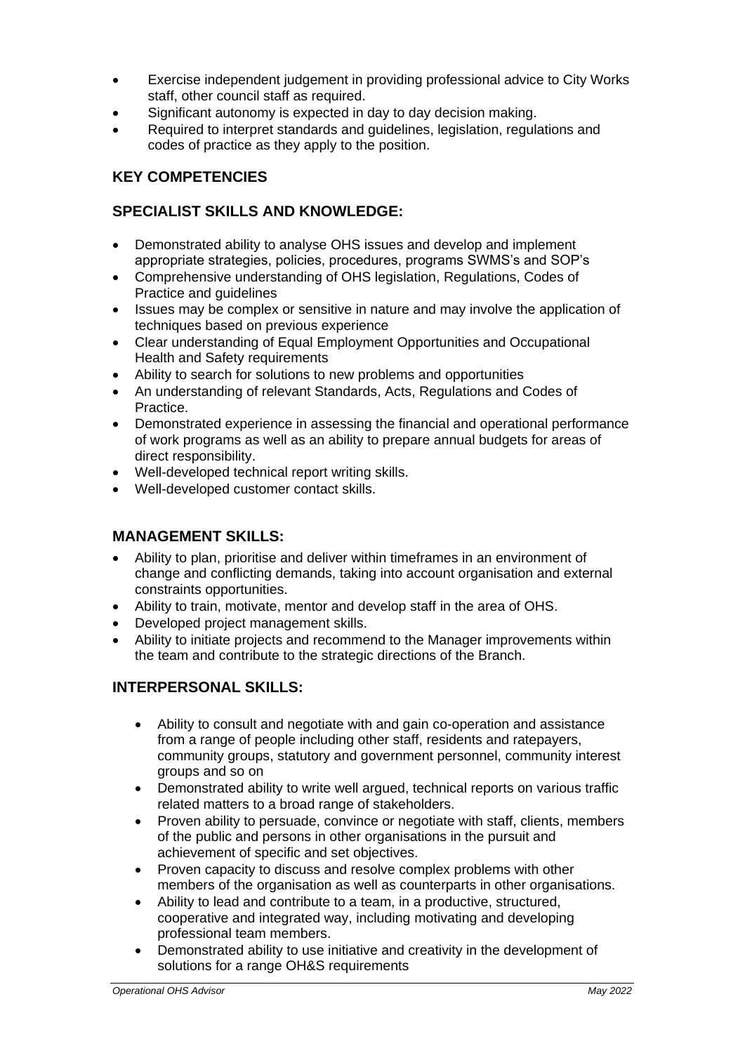- Exercise independent judgement in providing professional advice to City Works staff, other council staff as required.
- Significant autonomy is expected in day to day decision making.
- Required to interpret standards and guidelines, legislation, regulations and codes of practice as they apply to the position.

## KEY COMPETENCIES

## SPECIALIST SKILLS AND KNOWLEDGE:

- Demonstrated ability to analyse OHS issues and develop and implement appropriate strategies, policies, procedures, programs SWMS's and SOP's
- Comprehensive understanding of OHS legislation, Regulations, Codes of Practice and guidelines
- Issues may be complex or sensitive in nature and may involve the application of techniques based on previous experience
- Clear understanding of Equal Employment Opportunities and Occupational Health and Safety requirements
- Ability to search for solutions to new problems and opportunities
- An understanding of relevant Standards, Acts, Regulations and Codes of Practice.
- Demonstrated experience in assessing the financial and operational performance of work programs as well as an ability to prepare annual budgets for areas of direct responsibility.
- Well-developed technical report writing skills.
- Well-developed customer contact skills.

## MANAGEMENT SKILLS:

- Ability to plan, prioritise and deliver within timeframes in an environment of change and conflicting demands, taking into account organisation and external constraints opportunities.
- Ability to train, motivate, mentor and develop staff in the area of OHS.
- Developed project management skills.
- Ability to initiate projects and recommend to the Manager improvements within the team and contribute to the strategic directions of the Branch.

## INTERPERSONAL SKILLS:

- Ability to consult and negotiate with and gain co-operation and assistance from a range of people including other staff, residents and ratepayers, community groups, statutory and government personnel, community interest groups and so on
- Demonstrated ability to write well argued, technical reports on various traffic related matters to a broad range of stakeholders.
- Proven ability to persuade, convince or negotiate with staff, clients, members of the public and persons in other organisations in the pursuit and achievement of specific and set objectives.
- Proven capacity to discuss and resolve complex problems with other members of the organisation as well as counterparts in other organisations.
- Ability to lead and contribute to a team, in a productive, structured, cooperative and integrated way, including motivating and developing professional team members.
- Demonstrated ability to use initiative and creativity in the development of solutions for a range OH&S requirements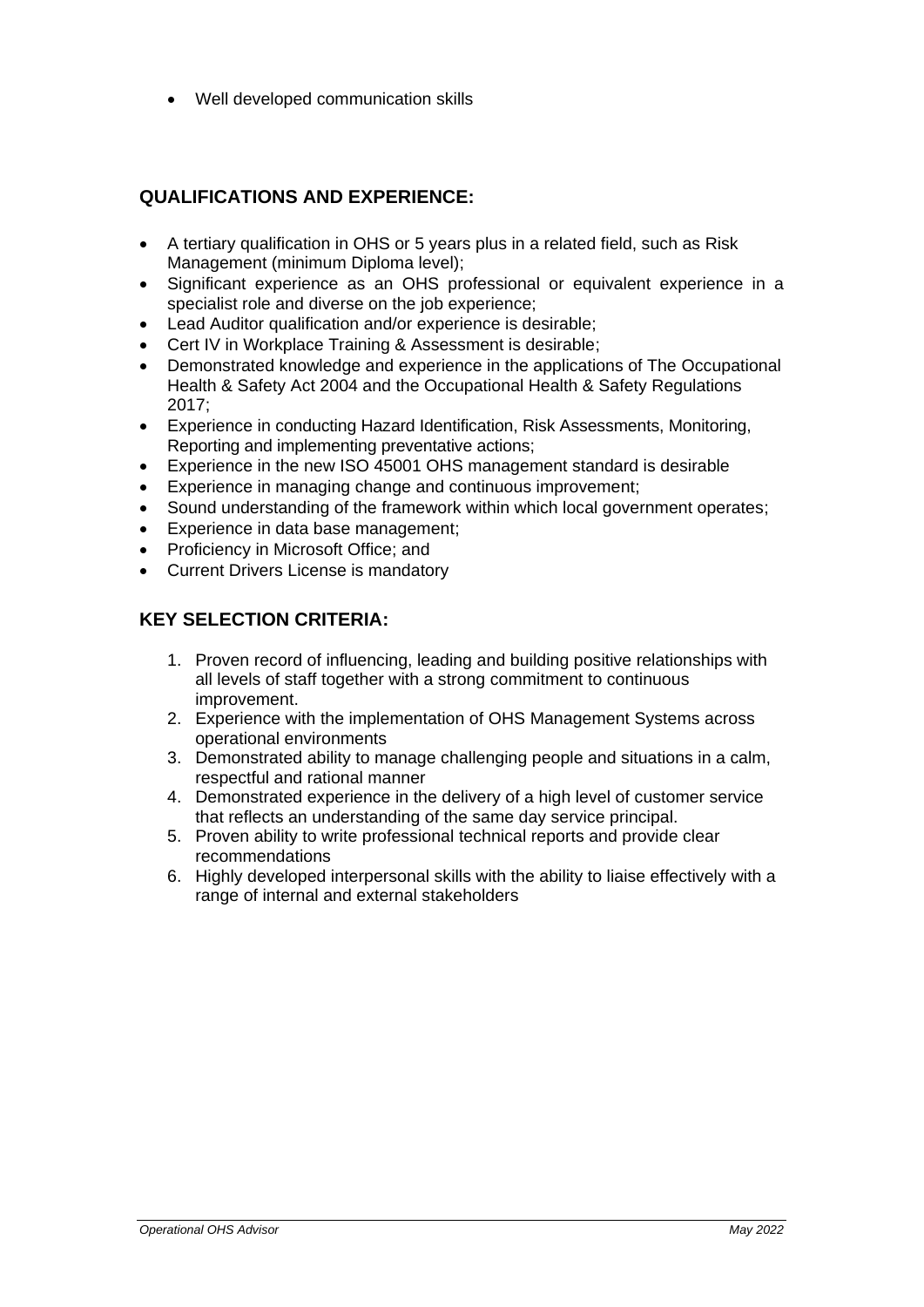- Well developed communication skills

## QUALIFICATIONS AND EXPERIENCE:

- A tertiary qualification in OHS or 5 years plus in a related field, such as Risk Management (minimum Diploma level);
- Significant experience as an OHS professional or equivalent experience in a specialist role and diverse on the job experience;
- Lead Auditor qualification and/or experience is desirable;
- Cert IV in Workplace Training & Assessment is desirable;
- Demonstrated knowledge and experience in the applications of The Occupational Health & Safety Act 2004 and the Occupational Health & Safety Regulations 2017;
- Experience in conducting Hazard Identification, Risk Assessments, Monitoring, Reporting and implementing preventative actions;
- Experience in the new ISO 45001 OHS management standard is desirable
- Experience in managing change and continuous improvement;
- Sound understanding of the framework within which local government operates;
- Experience in data base management;
- Proficiency in Microsoft Office; and
- Current Drivers License is mandatory

## KEY SELECTION CRITERIA:

1. Proven record of influencing, leading and building positive relationships with all levels of staff together with a strong commitment to continuous improvement.
2. Experience with the implementation of OHS Management Systems across operational environments
3. Demonstrated ability to manage challenging people and situations in a calm, respectful and rational manner
4. Demonstrated experience in the delivery of a high level of customer service that reflects an understanding of the same day service principal.
5. Proven ability to write professional technical reports and provide clear recommendations
6. Highly developed interpersonal skills with the ability to liaise effectively with a range of internal and external stakeholders